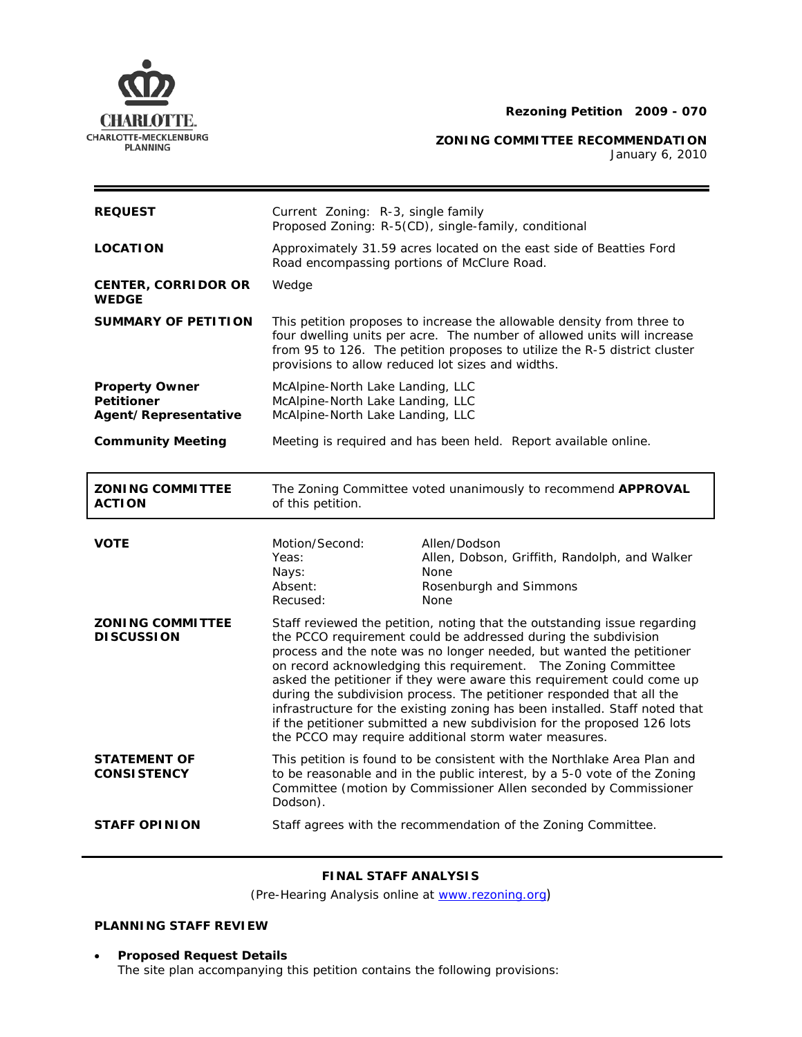CHARLOTTE.
CHARLOTTE-MECKLENBURG PLANNING

**Rezoning Petition 2009 - 070**

**ZONING COMMITTEE RECOMMENDATION**
January 6, 2010

| | |
|---|---|
| **REQUEST** | Current Zoning: R-3, single family<br>Proposed Zoning: R-5(CD), single-family, conditional |
| **LOCATION** | Approximately 31.59 acres located on the east side of Beatties Ford Road encompassing portions of McClure Road. |
| **CENTER, CORRIDOR OR WEDGE** | Wedge |
| **SUMMARY OF PETITION** | This petition proposes to increase the allowable density from three to four dwelling units per acre. The number of allowed units will increase from 95 to 126. The petition proposes to utilize the R-5 district cluster provisions to allow reduced lot sizes and widths. |
| **Property Owner**<br>**Petitioner**<br>**Agent/Representative** | McAlpine-North Lake Landing, LLC<br>McAlpine-North Lake Landing, LLC<br>McAlpine-North Lake Landing, LLC |
| **Community Meeting** | Meeting is required and has been held. Report available online. |

| | |
|---|---|
| **ZONING COMMITTEE ACTION** | The Zoning Committee voted unanimously to recommend **APPROVAL** of this petition. |

| | | |
|---|---|---|
| **VOTE** | Motion/Second: | Allen/Dodson |
| | Yeas: | Allen, Dobson, Griffith, Randolph, and Walker |
| | Nays: | None |
| | Absent: | Rosenburgh and Simmons |
| | Recused: | None |

| | |
|---|---|
| **ZONING COMMITTEE DISCUSSION** | Staff reviewed the petition, noting that the outstanding issue regarding the PCCO requirement could be addressed during the subdivision process and the note was no longer needed, but wanted the petitioner on record acknowledging this requirement. The Zoning Committee asked the petitioner if they were aware this requirement could come up during the subdivision process. The petitioner responded that all the infrastructure for the existing zoning has been installed. Staff noted that if the petitioner submitted a new subdivision for the proposed 126 lots the PCCO may require additional storm water measures. |
| **STATEMENT OF CONSISTENCY** | This petition is found to be consistent with the Northlake Area Plan and to be reasonable and in the public interest, by a 5-0 vote of the Zoning Committee (motion by Commissioner Allen seconded by Commissioner Dodson). |
| **STAFF OPINION** | Staff agrees with the recommendation of the Zoning Committee. |

**FINAL STAFF ANALYSIS**

(Pre-Hearing Analysis online at www.rezoning.org)

**PLANNING STAFF REVIEW**

- **Proposed Request Details**
  The site plan accompanying this petition contains the following provisions: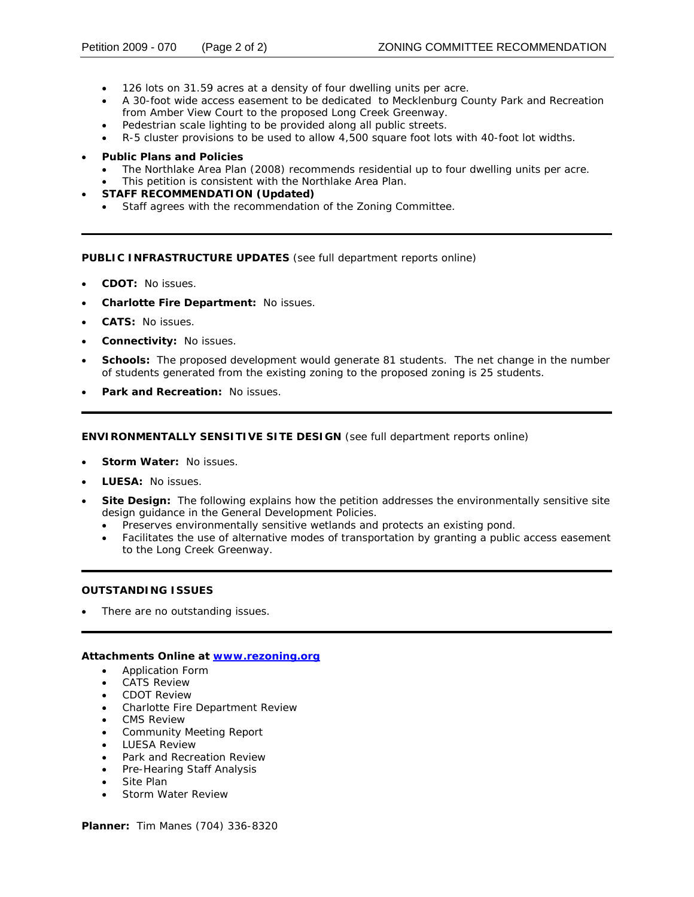- 126 lots on 31.59 acres at a density of four dwelling units per acre.
- A 30-foot wide access easement to be dedicated to Mecklenburg County Park and Recreation from Amber View Court to the proposed Long Creek Greenway.
- Pedestrian scale lighting to be provided along all public streets.
- R-5 cluster provisions to be used to allow 4,500 square foot lots with 40-foot lot widths.

- **Public Plans and Policies**
  - The Northlake Area Plan (2008) recommends residential up to four dwelling units per acre.
  - This petition is consistent with the Northlake Area Plan.
- **STAFF RECOMMENDATION (Updated)**
  - Staff agrees with the recommendation of the Zoning Committee.

---

**PUBLIC INFRASTRUCTURE UPDATES** (see full department reports online)

- **CDOT:** No issues.
- **Charlotte Fire Department:** No issues.
- **CATS:** No issues.
- **Connectivity:** No issues.
- **Schools:** The proposed development would generate 81 students. The net change in the number of students generated from the existing zoning to the proposed zoning is 25 students.
- **Park and Recreation:** No issues.

---

**ENVIRONMENTALLY SENSITIVE SITE DESIGN** (see full department reports online)

- **Storm Water:** No issues.
- **LUESA:** No issues.
- **Site Design:** The following explains how the petition addresses the environmentally sensitive site design guidance in the General Development Policies.
  - Preserves environmentally sensitive wetlands and protects an existing pond.
  - Facilitates the use of alternative modes of transportation by granting a public access easement to the Long Creek Greenway.

---

**OUTSTANDING ISSUES**

- There are no outstanding issues.

---

**Attachments Online at [www.rezoning.org](www.rezoning.org)**

- Application Form
- CATS Review
- CDOT Review
- Charlotte Fire Department Review
- CMS Review
- Community Meeting Report
- LUESA Review
- Park and Recreation Review
- Pre-Hearing Staff Analysis
- Site Plan
- Storm Water Review

**Planner:** Tim Manes (704) 336-8320